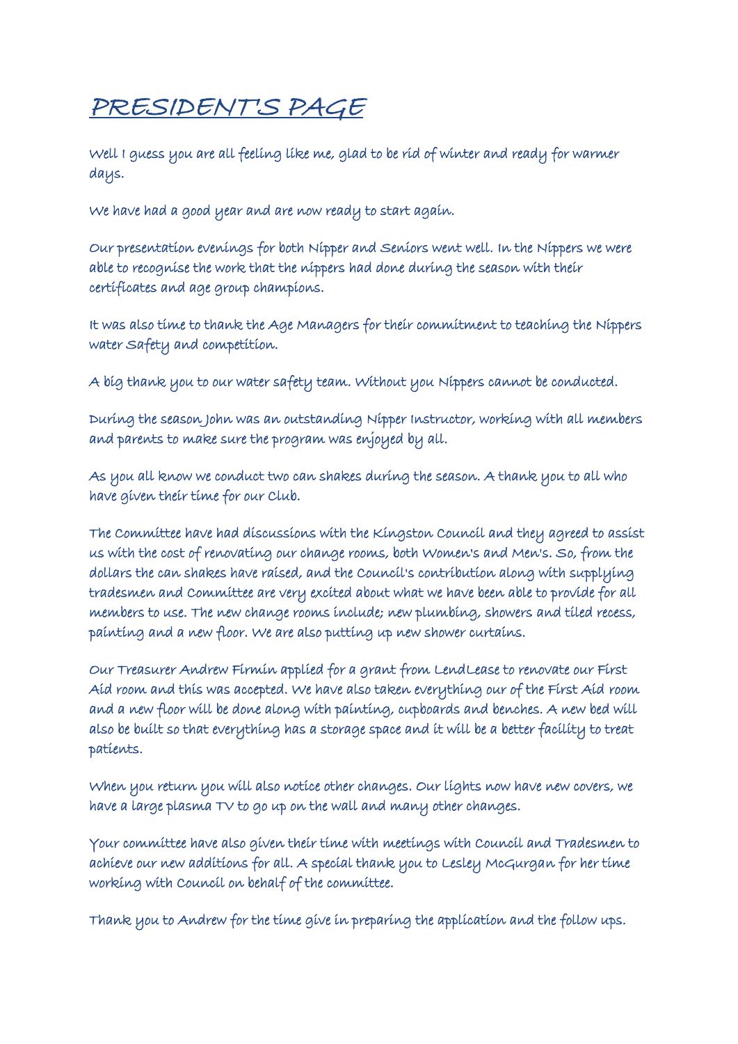# PRESIDENT'S PAGE

Well I guess you are all feeling like me, glad to be rid of winter and ready for warmer days.

We have had a good year and are now ready to start again.

Our presentation evenings for both Nipper and Seniors went well. In the Nippers we were able to recognise the work that the nippers had done during the season with their certificates and age group champions.

It was also time to thank the Age Managers for their commitment to teaching the Nippers water Safety and competition.

A big thank you to our water safety team. Without you Nippers cannot be conducted.

During the season John was an outstanding Nipper Instructor, working with all members and parents to make sure the program was enjoyed by all.

As you all know we conduct two can shakes during the season. A thank you to all who have given their time for our Club.

The Committee have had discussions with the Kingston Council and they agreed to assist us with the cost of renovating our change rooms, both Women's and Men's. So, from the dollars the can shakes have raised, and the Council's contribution along with supplying tradesmen and Committee are very excited about what we have been able to provide for all members to use. The new change rooms include; new plumbing, showers and tiled recess, painting and a new floor. We are also putting up new shower curtains.

Our Treasurer Andrew Firmin applied for a grant from LendLease to renovate our First Aid room and this was accepted. We have also taken everything our of the First Aid room and a new floor will be done along with painting, cupboards and benches. A new bed will also be built so that everything has a storage space and it will be a better facility to treat patients.

When you return you will also notice other changes. Our lights now have new covers, we have a large plasma TV to go up on the wall and many other changes.

Your committee have also given their time with meetings with Council and Tradesmen to achieve our new additions for all. A special thank you to Lesley McGurgan for her time working with Council on behalf of the committee.

Thank you to Andrew for the time give in preparing the application and the follow ups.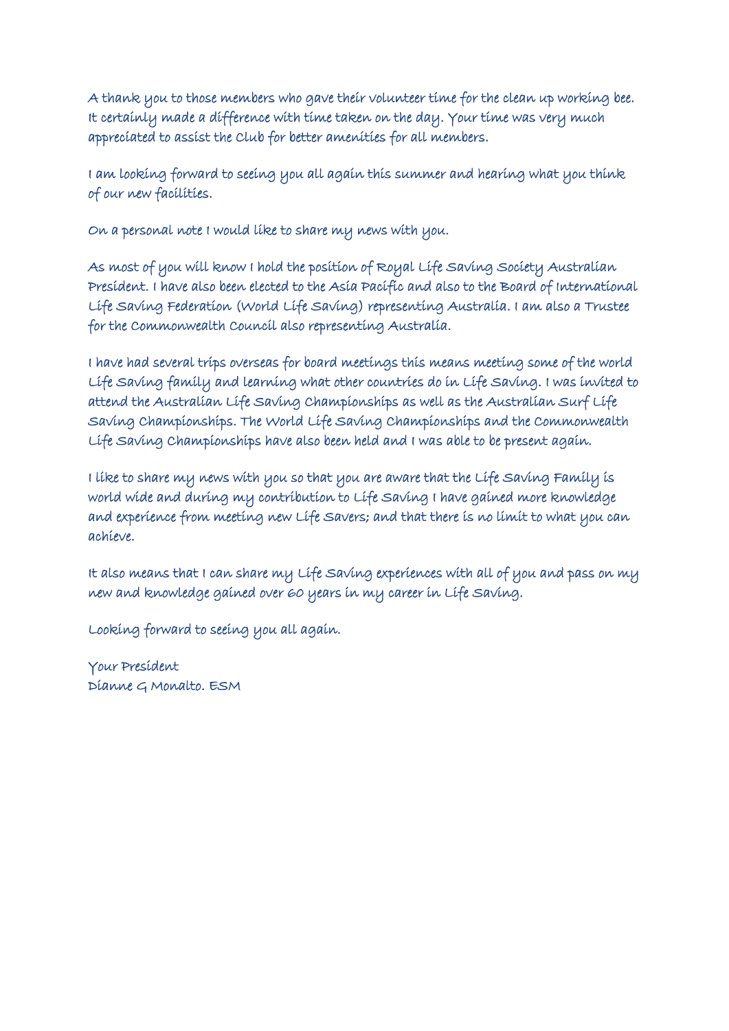A thank you to those members who gave their volunteer time for the clean up working bee. It certainly made a difference with time taken on the day. Your time was very much appreciated to assist the Club for better amenities for all members.

I am looking forward to seeing you all again this summer and hearing what you think of our new facilities.

On a personal note I would like to share my news with you.

As most of you will know I hold the position of Royal Life Saving Society Australian President. I have also been elected to the Asia Pacific and also to the Board of International Life Saving Federation (World Life Saving) representing Australia. I am also a Trustee for the Commonwealth Council also representing Australia.

I have had several trips overseas for board meetings this means meeting some of the world Life Saving family and learning what other countries do in Life Saving. I was invited to attend the Australian Life Saving Championships as well as the Australian Surf Life Saving Championships. The World Life Saving Championships and the Commonwealth Life Saving Championships have also been held and I was able to be present again.

I like to share my news with you so that you are aware that the Life Saving Family is world wide and during my contribution to Life Saving I have gained more knowledge and experience from meeting new Life Savers; and that there is no limit to what you can achieve.

It also means that I can share my Life Saving experiences with all of you and pass on my new and knowledge gained over 60 years in my career in Life Saving.

Looking forward to seeing you all again.

Your President
Dianne G Monalto. ESM